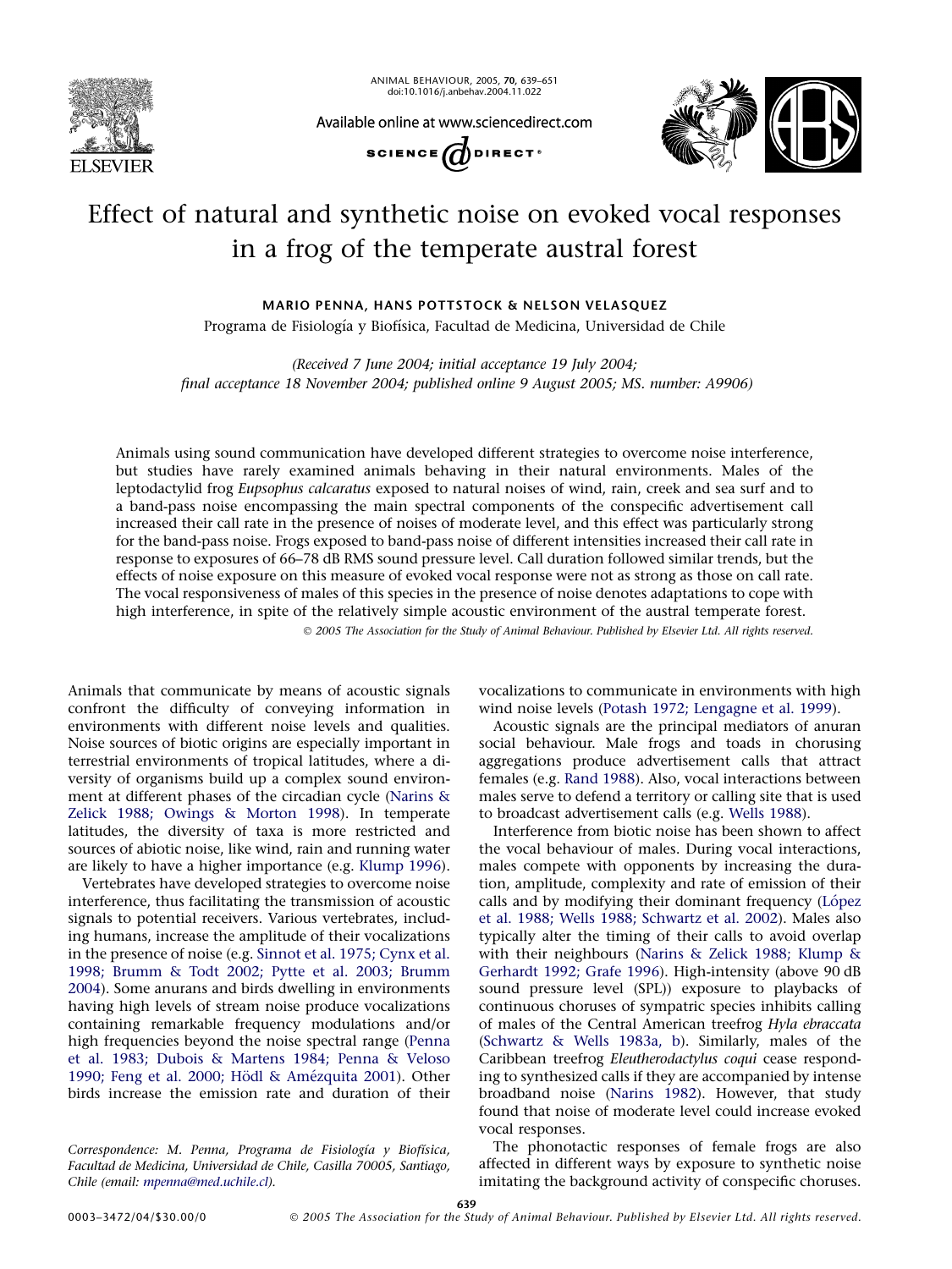# Effect of natural and synthetic noise on evoked vocal responses in a frog of the temperate austral forest

**MARIO PENNA, HANS POTTSTOCK & NELSON VELASQUEZ**

Programa de Fisiología y Biofísica, Facultad de Medicina, Universidad de Chile

*(Received 7 June 2004; initial acceptance 19 July 2004; final acceptance 18 November 2004; published online 9 August 2005; MS. number: A9906)*

Animals using sound communication have developed different strategies to overcome noise interference, but studies have rarely examined animals behaving in their natural environments. Males of the leptodactylid frog *Eupsophus calcaratus* exposed to natural noises of wind, rain, creek and sea surf and to a band-pass noise encompassing the main spectral components of the conspecific advertisement call increased their call rate in the presence of noises of moderate level, and this effect was particularly strong for the band-pass noise. Frogs exposed to band-pass noise of different intensities increased their call rate in response to exposures of 66–78 dB RMS sound pressure level. Call duration followed similar trends, but the effects of noise exposure on this measure of evoked vocal response were not as strong as those on call rate. The vocal responsiveness of males of this species in the presence of noise denotes adaptations to cope with high interference, in spite of the relatively simple acoustic environment of the austral temperate forest.

© 2005 The Association for the Study of Animal Behaviour. Published by Elsevier Ltd. All rights reserved.

Animals that communicate by means of acoustic signals confront the difficulty of conveying information in environments with different noise levels and qualities. Noise sources of biotic origins are especially important in terrestrial environments of tropical latitudes, where a diversity of organisms build up a complex sound environment at different phases of the circadian cycle (Narins & Zelick 1988; Owings & Morton 1998). In temperate latitudes, the diversity of taxa is more restricted and sources of abiotic noise, like wind, rain and running water are likely to have a higher importance (e.g. Klump 1996).

Vertebrates have developed strategies to overcome noise interference, thus facilitating the transmission of acoustic signals to potential receivers. Various vertebrates, including humans, increase the amplitude of their vocalizations in the presence of noise (e.g. Sinnot et al. 1975; Cynx et al. 1998; Brumm & Todt 2002; Pytte et al. 2003; Brumm 2004). Some anurans and birds dwelling in environments having high levels of stream noise produce vocalizations containing remarkable frequency modulations and/or high frequencies beyond the noise spectral range (Penna et al. 1983; Dubois & Martens 1984; Penna & Veloso 1990; Feng et al. 2000; Hödl & Amézquita 2001). Other birds increase the emission rate and duration of their vocalizations to communicate in environments with high wind noise levels (Potash 1972; Lengagne et al. 1999).

Acoustic signals are the principal mediators of anuran social behaviour. Male frogs and toads in chorusing aggregations produce advertisement calls that attract females (e.g. Rand 1988). Also, vocal interactions between males serve to defend a territory or calling site that is used to broadcast advertisement calls (e.g. Wells 1988).

Interference from biotic noise has been shown to affect the vocal behaviour of males. During vocal interactions, males compete with opponents by increasing the duration, amplitude, complexity and rate of emission of their calls and by modifying their dominant frequency (López et al. 1988; Wells 1988; Schwartz et al. 2002). Males also typically alter the timing of their calls to avoid overlap with their neighbours (Narins & Zelick 1988; Klump & Gerhardt 1992; Grafe 1996). High-intensity (above 90 dB sound pressure level (SPL)) exposure to playbacks of continuous choruses of sympatric species inhibits calling of males of the Central American treefrog *Hyla ebraccata* (Schwartz & Wells 1983a, b). Similarly, males of the Caribbean treefrog *Eleutherodactylus coqui* cease responding to synthesized calls if they are accompanied by intense broadband noise (Narins 1982). However, that study found that noise of moderate level could increase evoked vocal responses.

The phonotactic responses of female frogs are also affected in different ways by exposure to synthetic noise imitating the background activity of conspecific choruses.

Correspondence: M. Penna, Programa de Fisiología y Biofísica, Facultad de Medicina, Universidad de Chile, Casilla 70005, Santiago, Chile (email: mpenna@med.uchile.cl).

0003–3472/04/$30.00/0 © 2005 The Association for the Study of Animal Behaviour. Published by Elsevier Ltd. All rights reserved.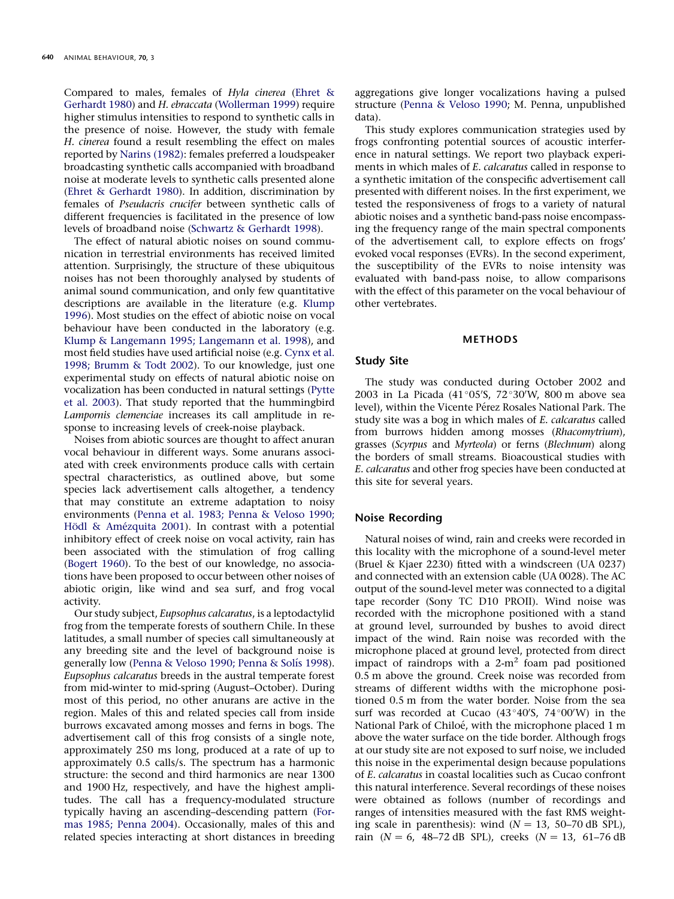Compared to males, females of *Hyla cinerea* (Ehret & Gerhardt 1980) and *H. ebraccata* (Wollerman 1999) require higher stimulus intensities to respond to synthetic calls in the presence of noise. However, the study with female *H. cinerea* found a result resembling the effect on males reported by Narins (1982): females preferred a loudspeaker broadcasting synthetic calls accompanied with broadband noise at moderate levels to synthetic calls presented alone (Ehret & Gerhardt 1980). In addition, discrimination by females of *Pseudacris crucifer* between synthetic calls of different frequencies is facilitated in the presence of low levels of broadband noise (Schwartz & Gerhardt 1998).

The effect of natural abiotic noises on sound communication in terrestrial environments has received limited attention. Surprisingly, the structure of these ubiquitous noises has not been thoroughly analysed by students of animal sound communication, and only few quantitative descriptions are available in the literature (e.g. Klump 1996). Most studies on the effect of abiotic noise on vocal behaviour have been conducted in the laboratory (e.g. Klump & Langemann 1995; Langemann et al. 1998), and most field studies have used artificial noise (e.g. Cynx et al. 1998; Brumm & Todt 2002). To our knowledge, just one experimental study on effects of natural abiotic noise on vocalization has been conducted in natural settings (Pytte et al. 2003). That study reported that the hummingbird *Lampornis clemenciae* increases its call amplitude in response to increasing levels of creek-noise playback.

Noises from abiotic sources are thought to affect anuran vocal behaviour in different ways. Some anurans associated with creek environments produce calls with certain spectral characteristics, as outlined above, but some species lack advertisement calls altogether, a tendency that may constitute an extreme adaptation to noisy environments (Penna et al. 1983; Penna & Veloso 1990; Hödl & Amézquita 2001). In contrast with a potential inhibitory effect of creek noise on vocal activity, rain has been associated with the stimulation of frog calling (Bogert 1960). To the best of our knowledge, no associations have been proposed to occur between other noises of abiotic origin, like wind and sea surf, and frog vocal activity.

Our study subject, *Eupsophus calcaratus*, is a leptodactylid frog from the temperate forests of southern Chile. In these latitudes, a small number of species call simultaneously at any breeding site and the level of background noise is generally low (Penna & Veloso 1990; Penna & Solís 1998). *Eupsophus calcaratus* breeds in the austral temperate forest from mid-winter to mid-spring (August–October). During most of this period, no other anurans are active in the region. Males of this and related species call from inside burrows excavated among mosses and ferns in bogs. The advertisement call of this frog consists of a single note, approximately 250 ms long, produced at a rate of up to approximately 0.5 calls/s. The spectrum has a harmonic structure: the second and third harmonics are near 1300 and 1900 Hz, respectively, and have the highest amplitudes. The call has a frequency-modulated structure typically having an ascending–descending pattern (Formas 1985; Penna 2004). Occasionally, males of this and related species interacting at short distances in breeding aggregations give longer vocalizations having a pulsed structure (Penna & Veloso 1990; M. Penna, unpublished data).

This study explores communication strategies used by frogs confronting potential sources of acoustic interference in natural settings. We report two playback experiments in which males of *E. calcaratus* called in response to a synthetic imitation of the conspecific advertisement call presented with different noises. In the first experiment, we tested the responsiveness of frogs to a variety of natural abiotic noises and a synthetic band-pass noise encompassing the frequency range of the main spectral components of the advertisement call, to explore effects on frogs' evoked vocal responses (EVRs). In the second experiment, the susceptibility of the EVRs to noise intensity was evaluated with band-pass noise, to allow comparisons with the effect of this parameter on the vocal behaviour of other vertebrates.

## METHODS

### Study Site

The study was conducted during October 2002 and 2003 in La Picada (41°05′S, 72°30′W, 800 m above sea level), within the Vicente Pérez Rosales National Park. The study site was a bog in which males of *E. calcaratus* called from burrows hidden among mosses (*Rhacomytrium*), grasses (*Scyrpus* and *Myrteola*) or ferns (*Blechnum*) along the borders of small streams. Bioacoustical studies with *E. calcaratus* and other frog species have been conducted at this site for several years.

### Noise Recording

Natural noises of wind, rain and creeks were recorded in this locality with the microphone of a sound-level meter (Bruel & Kjaer 2230) fitted with a windscreen (UA 0237) and connected with an extension cable (UA 0028). The AC output of the sound-level meter was connected to a digital tape recorder (Sony TC D10 PROII). Wind noise was recorded with the microphone positioned with a stand at ground level, surrounded by bushes to avoid direct impact of the wind. Rain noise was recorded with the microphone placed at ground level, protected from direct impact of raindrops with a 2-m$^2$ foam pad positioned 0.5 m above the ground. Creek noise was recorded from streams of different widths with the microphone positioned 0.5 m from the water border. Noise from the sea surf was recorded at Cucao (43°40′S, 74°00′W) in the National Park of Chiloé, with the microphone placed 1 m above the water surface on the tide border. Although frogs at our study site are not exposed to surf noise, we included this noise in the experimental design because populations of *E. calcaratus* in coastal localities such as Cucao confront this natural interference. Several recordings of these noises were obtained as follows (number of recordings and ranges of intensities measured with the fast RMS weighting scale in parenthesis): wind ($N = 13$, 50–70 dB SPL), rain ($N = 6$, 48–72 dB SPL), creeks ($N = 13$, 61–76 dB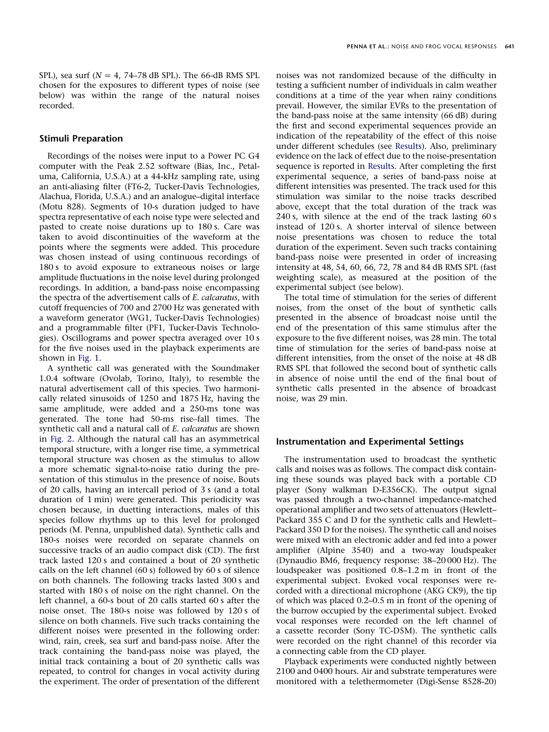SPL), sea surf ($N = 4$, 74–78 dB SPL). The 66-dB RMS SPL chosen for the exposures to different types of noise (see below) was within the range of the natural noises recorded.

### Stimuli Preparation

Recordings of the noises were input to a Power PC G4 computer with the Peak 2.52 software (Bias, Inc., Petaluma, California, U.S.A.) at a 44-kHz sampling rate, using an anti-aliasing filter (FT6-2, Tucker-Davis Technologies, Alachua, Florida, U.S.A.) and an analogue–digital interface (Motu 828). Segments of 10-s duration judged to have spectra representative of each noise type were selected and pasted to create noise durations up to 180 s. Care was taken to avoid discontinuities of the waveform at the points where the segments were added. This procedure was chosen instead of using continuous recordings of 180 s to avoid exposure to extraneous noises or large amplitude fluctuations in the noise level during prolonged recordings. In addition, a band-pass noise encompassing the spectra of the advertisement calls of *E. calcaratus*, with cutoff frequencies of 700 and 2700 Hz was generated with a waveform generator (WG1, Tucker-Davis Technologies) and a programmable filter (PF1, Tucker-Davis Technologies). Oscillograms and power spectra averaged over 10 s for the five noises used in the playback experiments are shown in Fig. 1.

A synthetic call was generated with the Soundmaker 1.0.4 software (Ovolab, Torino, Italy), to resemble the natural advertisement call of this species. Two harmonically related sinusoids of 1250 and 1875 Hz, having the same amplitude, were added and a 250-ms tone was generated. The tone had 50-ms rise–fall times. The synthetic call and a natural call of *E. calcaratus* are shown in Fig. 2. Although the natural call has an asymmetrical temporal structure, with a longer rise time, a symmetrical temporal structure was chosen as the stimulus to allow a more schematic signal-to-noise ratio during the presentation of this stimulus in the presence of noise. Bouts of 20 calls, having an intercall period of 3 s (and a total duration of 1 min) were generated. This periodicity was chosen because, in duetting interactions, males of this species follow rhythms up to this level for prolonged periods (M. Penna, unpublished data). Synthetic calls and 180-s noises were recorded on separate channels on successive tracks of an audio compact disk (CD). The first track lasted 120 s and contained a bout of 20 synthetic calls on the left channel (60 s) followed by 60 s of silence on both channels. The following tracks lasted 300 s and started with 180 s of noise on the right channel. On the left channel, a 60-s bout of 20 calls started 60 s after the noise onset. The 180-s noise was followed by 120 s of silence on both channels. Five such tracks containing the different noises were presented in the following order: wind, rain, creek, sea surf and band-pass noise. After the track containing the band-pass noise was played, the initial track containing a bout of 20 synthetic calls was repeated, to control for changes in vocal activity during the experiment. The order of presentation of the different noises was not randomized because of the difficulty in testing a sufficient number of individuals in calm weather conditions at a time of the year when rainy conditions prevail. However, the similar EVRs to the presentation of the band-pass noise at the same intensity (66 dB) during the first and second experimental sequences provide an indication of the repeatability of the effect of this noise under different schedules (see Results). Also, preliminary evidence on the lack of effect due to the noise-presentation sequence is reported in Results. After completing the first experimental sequence, a series of band-pass noise at different intensities was presented. The track used for this stimulation was similar to the noise tracks described above, except that the total duration of the track was 240 s, with silence at the end of the track lasting 60 s instead of 120 s. A shorter interval of silence between noise presentations was chosen to reduce the total duration of the experiment. Seven such tracks containing band-pass noise were presented in order of increasing intensity at 48, 54, 60, 66, 72, 78 and 84 dB RMS SPL (fast weighting scale), as measured at the position of the experimental subject (see below).

The total time of stimulation for the series of different noises, from the onset of the bout of synthetic calls presented in the absence of broadcast noise until the end of the presentation of this same stimulus after the exposure to the five different noises, was 28 min. The total time of stimulation for the series of band-pass noise at different intensities, from the onset of the noise at 48 dB RMS SPL that followed the second bout of synthetic calls in absence of noise until the end of the final bout of synthetic calls presented in the absence of broadcast noise, was 29 min.

### Instrumentation and Experimental Settings

The instrumentation used to broadcast the synthetic calls and noises was as follows. The compact disk containing these sounds was played back with a portable CD player (Sony walkman D-E356CK). The output signal was passed through a two-channel impedance-matched operational amplifier and two sets of attenuators (Hewlett–Packard 355 C and D for the synthetic calls and Hewlett–Packard 350 D for the noises). The synthetic call and noises were mixed with an electronic adder and fed into a power amplifier (Alpine 3540) and a two-way loudspeaker (Dynaudio BM6, frequency response: 38–20 000 Hz). The loudspeaker was positioned 0.8–1.2 m in front of the experimental subject. Evoked vocal responses were recorded with a directional microphone (AKG CK9), the tip of which was placed 0.2–0.5 m in front of the opening of the burrow occupied by the experimental subject. Evoked vocal responses were recorded on the left channel of a cassette recorder (Sony TC-D5M). The synthetic calls were recorded on the right channel of this recorder via a connecting cable from the CD player.

Playback experiments were conducted nightly between 2100 and 0400 hours. Air and substrate temperatures were monitored with a telethermometer (Digi-Sense 8528-20)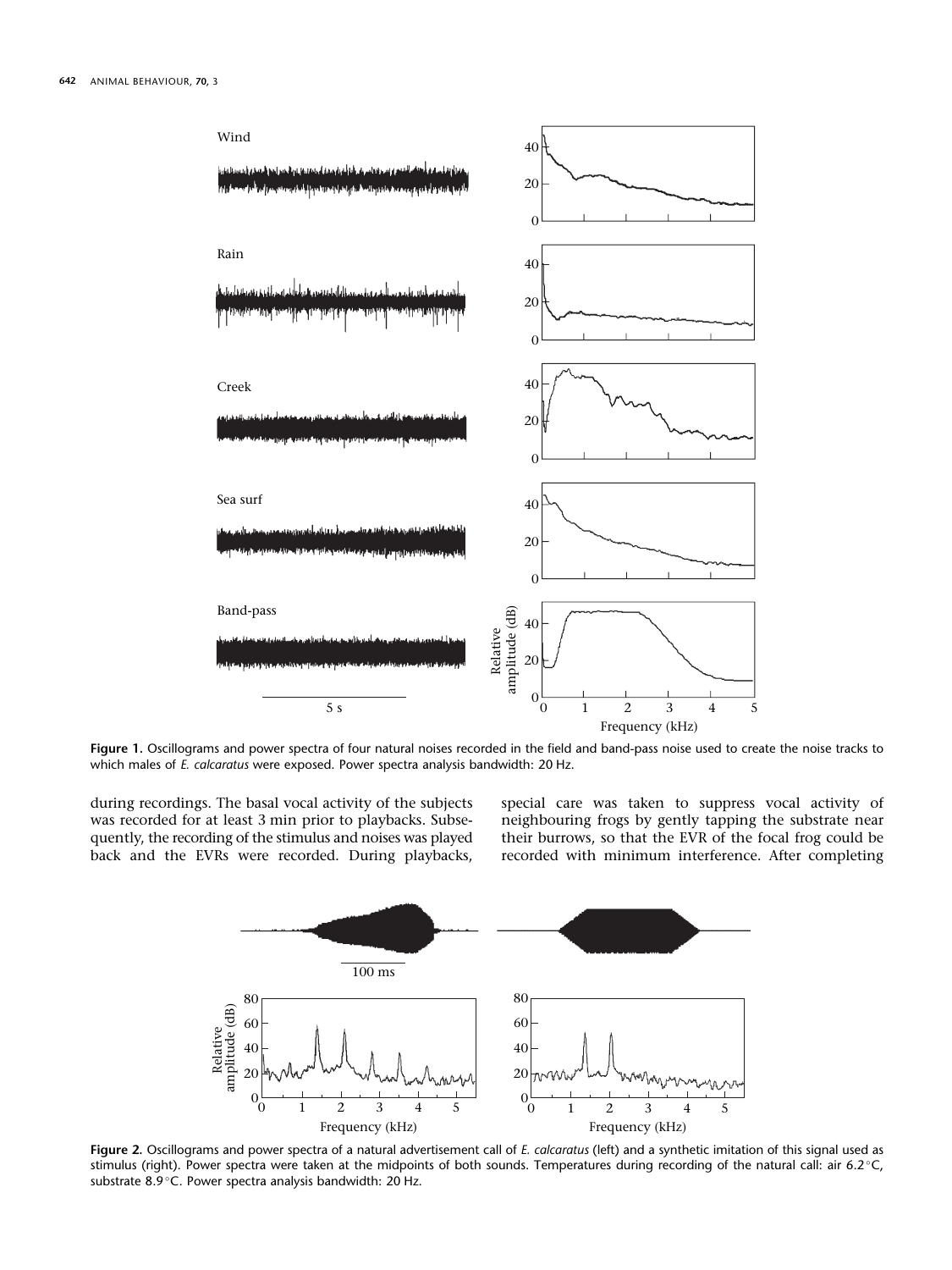**Figure 1.** Oscillograms and power spectra of four natural noises recorded in the field and band-pass noise used to create the noise tracks to which males of *E. calcaratus* were exposed. Power spectra analysis bandwidth: 20 Hz.

during recordings. The basal vocal activity of the subjects was recorded for at least 3 min prior to playbacks. Subsequently, the recording of the stimulus and noises was played back and the EVRs were recorded. During playbacks, special care was taken to suppress vocal activity of neighbouring frogs by gently tapping the substrate near their burrows, so that the EVR of the focal frog could be recorded with minimum interference. After completing

**Figure 2.** Oscillograms and power spectra of a natural advertisement call of *E. calcaratus* (left) and a synthetic imitation of this signal used as stimulus (right). Power spectra were taken at the midpoints of both sounds. Temperatures during recording of the natural call: air 6.2 °C, substrate 8.9 °C. Power spectra analysis bandwidth: 20 Hz.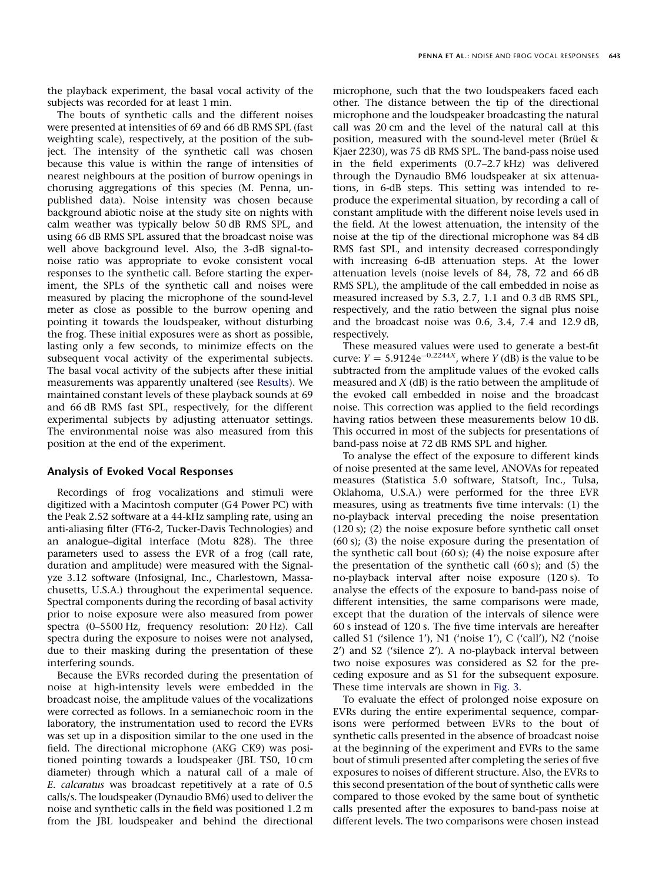the playback experiment, the basal vocal activity of the subjects was recorded for at least 1 min.

The bouts of synthetic calls and the different noises were presented at intensities of 69 and 66 dB RMS SPL (fast weighting scale), respectively, at the position of the subject. The intensity of the synthetic call was chosen because this value is within the range of intensities of nearest neighbours at the position of burrow openings in chorusing aggregations of this species (M. Penna, unpublished data). Noise intensity was chosen because background abiotic noise at the study site on nights with calm weather was typically below 50 dB RMS SPL, and using 66 dB RMS SPL assured that the broadcast noise was well above background level. Also, the 3-dB signal-to-noise ratio was appropriate to evoke consistent vocal responses to the synthetic call. Before starting the experiment, the SPLs of the synthetic call and noises were measured by placing the microphone of the sound-level meter as close as possible to the burrow opening and pointing it towards the loudspeaker, without disturbing the frog. These initial exposures were as short as possible, lasting only a few seconds, to minimize effects on the subsequent vocal activity of the experimental subjects. The basal vocal activity of the subjects after these initial measurements was apparently unaltered (see Results). We maintained constant levels of these playback sounds at 69 and 66 dB RMS fast SPL, respectively, for the different experimental subjects by adjusting attenuator settings. The environmental noise was also measured from this position at the end of the experiment.

## Analysis of Evoked Vocal Responses

Recordings of frog vocalizations and stimuli were digitized with a Macintosh computer (G4 Power PC) with the Peak 2.52 software at a 44-kHz sampling rate, using an anti-aliasing filter (FT6-2, Tucker-Davis Technologies) and an analogue–digital interface (Motu 828). The three parameters used to assess the EVR of a frog (call rate, duration and amplitude) were measured with the Signalyze 3.12 software (Infosignal, Inc., Charlestown, Massachusetts, U.S.A.) throughout the experimental sequence. Spectral components during the recording of basal activity prior to noise exposure were also measured from power spectra (0–5500 Hz, frequency resolution: 20 Hz). Call spectra during the exposure to noises were not analysed, due to their masking during the presentation of these interfering sounds.

Because the EVRs recorded during the presentation of noise at high-intensity levels were embedded in the broadcast noise, the amplitude values of the vocalizations were corrected as follows. In a semianechoic room in the laboratory, the instrumentation used to record the EVRs was set up in a disposition similar to the one used in the field. The directional microphone (AKG CK9) was positioned pointing towards a loudspeaker (JBL T50, 10 cm diameter) through which a natural call of a male of *E. calcaratus* was broadcast repetitively at a rate of 0.5 calls/s. The loudspeaker (Dynaudio BM6) used to deliver the noise and synthetic calls in the field was positioned 1.2 m from the JBL loudspeaker and behind the directional microphone, such that the two loudspeakers faced each other. The distance between the tip of the directional microphone and the loudspeaker broadcasting the natural call was 20 cm and the level of the natural call at this position, measured with the sound-level meter (Brüel & Kjaer 2230), was 75 dB RMS SPL. The band-pass noise used in the field experiments (0.7–2.7 kHz) was delivered through the Dynaudio BM6 loudspeaker at six attenuations, in 6-dB steps. This setting was intended to reproduce the experimental situation, by recording a call of constant amplitude with the different noise levels used in the field. At the lowest attenuation, the intensity of the noise at the tip of the directional microphone was 84 dB RMS fast SPL, and intensity decreased correspondingly with increasing 6-dB attenuation steps. At the lower attenuation levels (noise levels of 84, 78, 72 and 66 dB RMS SPL), the amplitude of the call embedded in noise as measured increased by 5.3, 2.7, 1.1 and 0.3 dB RMS SPL, respectively, and the ratio between the signal plus noise and the broadcast noise was 0.6, 3.4, 7.4 and 12.9 dB, respectively.

These measured values were used to generate a best-fit curve: $Y = 5.9124e^{-0.2244X}$, where $Y$ (dB) is the value to be subtracted from the amplitude values of the evoked calls measured and $X$ (dB) is the ratio between the amplitude of the evoked call embedded in noise and the broadcast noise. This correction was applied to the field recordings having ratios between these measurements below 10 dB. This occurred in most of the subjects for presentations of band-pass noise at 72 dB RMS SPL and higher.

To analyse the effect of the exposure to different kinds of noise presented at the same level, ANOVAs for repeated measures (Statistica 5.0 software, Statsoft, Inc., Tulsa, Oklahoma, U.S.A.) were performed for the three EVR measures, using as treatments five time intervals: (1) the no-playback interval preceding the noise presentation (120 s); (2) the noise exposure before synthetic call onset (60 s); (3) the noise exposure during the presentation of the synthetic call bout (60 s); (4) the noise exposure after the presentation of the synthetic call (60 s); and (5) the no-playback interval after noise exposure (120 s). To analyse the effects of the exposure to band-pass noise of different intensities, the same comparisons were made, except that the duration of the intervals of silence were 60 s instead of 120 s. The five time intervals are hereafter called S1 ('silence 1'), N1 ('noise 1'), C ('call'), N2 ('noise 2') and S2 ('silence 2'). A no-playback interval between two noise exposures was considered as S2 for the preceding exposure and as S1 for the subsequent exposure. These time intervals are shown in Fig. 3.

To evaluate the effect of prolonged noise exposure on EVRs during the entire experimental sequence, comparisons were performed between EVRs to the bout of synthetic calls presented in the absence of broadcast noise at the beginning of the experiment and EVRs to the same bout of stimuli presented after completing the series of five exposures to noises of different structure. Also, the EVRs to this second presentation of the bout of synthetic calls were compared to those evoked by the same bout of synthetic calls presented after the exposures to band-pass noise at different levels. The two comparisons were chosen instead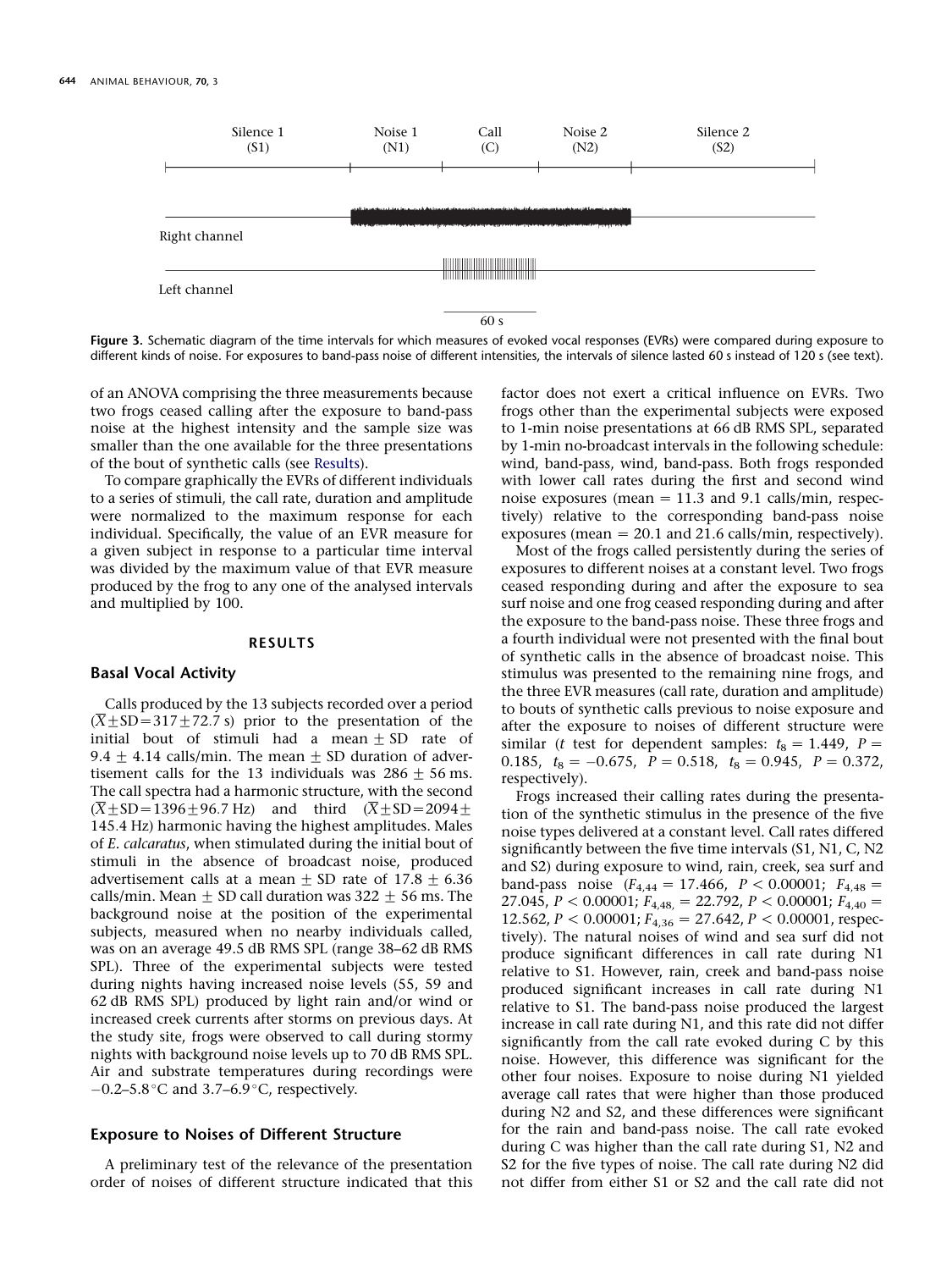Silence 1 (S1) | Noise 1 (N1) | Call (C) | Noise 2 (N2) | Silence 2 (S2)

Right channel

Left channel

60 s

**Figure 3.** Schematic diagram of the time intervals for which measures of evoked vocal responses (EVRs) were compared during exposure to different kinds of noise. For exposures to band-pass noise of different intensities, the intervals of silence lasted 60 s instead of 120 s (see text).

of an ANOVA comprising the three measurements because two frogs ceased calling after the exposure to band-pass noise at the highest intensity and the sample size was smaller than the one available for the three presentations of the bout of synthetic calls (see Results).

To compare graphically the EVRs of different individuals to a series of stimuli, the call rate, duration and amplitude were normalized to the maximum response for each individual. Specifically, the value of an EVR measure for a given subject in response to a particular time interval was divided by the maximum value of that EVR measure produced by the frog to any one of the analysed intervals and multiplied by 100.

## RESULTS

### Basal Vocal Activity

Calls produced by the 13 subjects recorded over a period ($\overline{X} \pm SD = 317 \pm 72.7$ s) prior to the presentation of the initial bout of stimuli had a mean $\pm$ SD rate of $9.4 \pm 4.14$ calls/min. The mean $\pm$ SD duration of advertisement calls for the 13 individuals was $286 \pm 56$ ms. The call spectra had a harmonic structure, with the second ($\overline{X} \pm SD = 1396 \pm 96.7$ Hz) and third ($\overline{X} \pm SD = 2094 \pm 145.4$ Hz) harmonic having the highest amplitudes. Males of *E. calcaratus*, when stimulated during the initial bout of stimuli in the absence of broadcast noise, produced advertisement calls at a mean $\pm$ SD rate of $17.8 \pm 6.36$ calls/min. Mean $\pm$ SD call duration was $322 \pm 56$ ms. The background noise at the position of the experimental subjects, measured when no nearby individuals called, was on an average 49.5 dB RMS SPL (range 38–62 dB RMS SPL). Three of the experimental subjects were tested during nights having increased noise levels (55, 59 and 62 dB RMS SPL) produced by light rain and/or wind or increased creek currents after storms on previous days. At the study site, frogs were observed to call during stormy nights with background noise levels up to 70 dB RMS SPL. Air and substrate temperatures during recordings were −0.2–5.8 °C and 3.7–6.9 °C, respectively.

### Exposure to Noises of Different Structure

A preliminary test of the relevance of the presentation order of noises of different structure indicated that this factor does not exert a critical influence on EVRs. Two frogs other than the experimental subjects were exposed to 1-min noise presentations at 66 dB RMS SPL, separated by 1-min no-broadcast intervals in the following schedule: wind, band-pass, wind, band-pass. Both frogs responded with lower call rates during the first and second wind noise exposures (mean = 11.3 and 9.1 calls/min, respectively) relative to the corresponding band-pass noise exposures (mean = 20.1 and 21.6 calls/min, respectively).

Most of the frogs called persistently during the series of exposures to different noises at a constant level. Two frogs ceased responding during and after the exposure to sea surf noise and one frog ceased responding during and after the exposure to the band-pass noise. These three frogs and a fourth individual were not presented with the final bout of synthetic calls in the absence of broadcast noise. This stimulus was presented to the remaining nine frogs, and the three EVR measures (call rate, duration and amplitude) to bouts of synthetic calls previous to noise exposure and after the exposure to noises of different structure were similar ($t$ test for dependent samples: $t_8 = 1.449$, $P = 0.185$, $t_8 = -0.675$, $P = 0.518$, $t_8 = 0.945$, $P = 0.372$, respectively).

Frogs increased their calling rates during the presentation of the synthetic stimulus in the presence of the five noise types delivered at a constant level. Call rates differed significantly between the five time intervals (S1, N1, C, N2 and S2) during exposure to wind, rain, creek, sea surf and band-pass noise ($F_{4,44} = 17.466$, $P < 0.00001$; $F_{4,48} = 27.045$, $P < 0.00001$; $F_{4,48} = 22.792$, $P < 0.00001$; $F_{4,40} = 12.562$, $P < 0.00001$; $F_{4,36} = 27.642$, $P < 0.00001$, respectively). The natural noises of wind and sea surf did not produce significant differences in call rate during N1 relative to S1. However, rain, creek and band-pass noise produced significant increases in call rate during N1 relative to S1. The band-pass noise produced the largest increase in call rate during N1, and this rate did not differ significantly from the call rate evoked during C by this noise. However, this difference was significant for the other four noises. Exposure to noise during N1 yielded average call rates that were higher than those produced during N2 and S2, and these differences were significant for the rain and band-pass noise. The call rate evoked during C was higher than the call rate during S1, N2 and S2 for the five types of noise. The call rate during N2 did not differ from either S1 or S2 and the call rate did not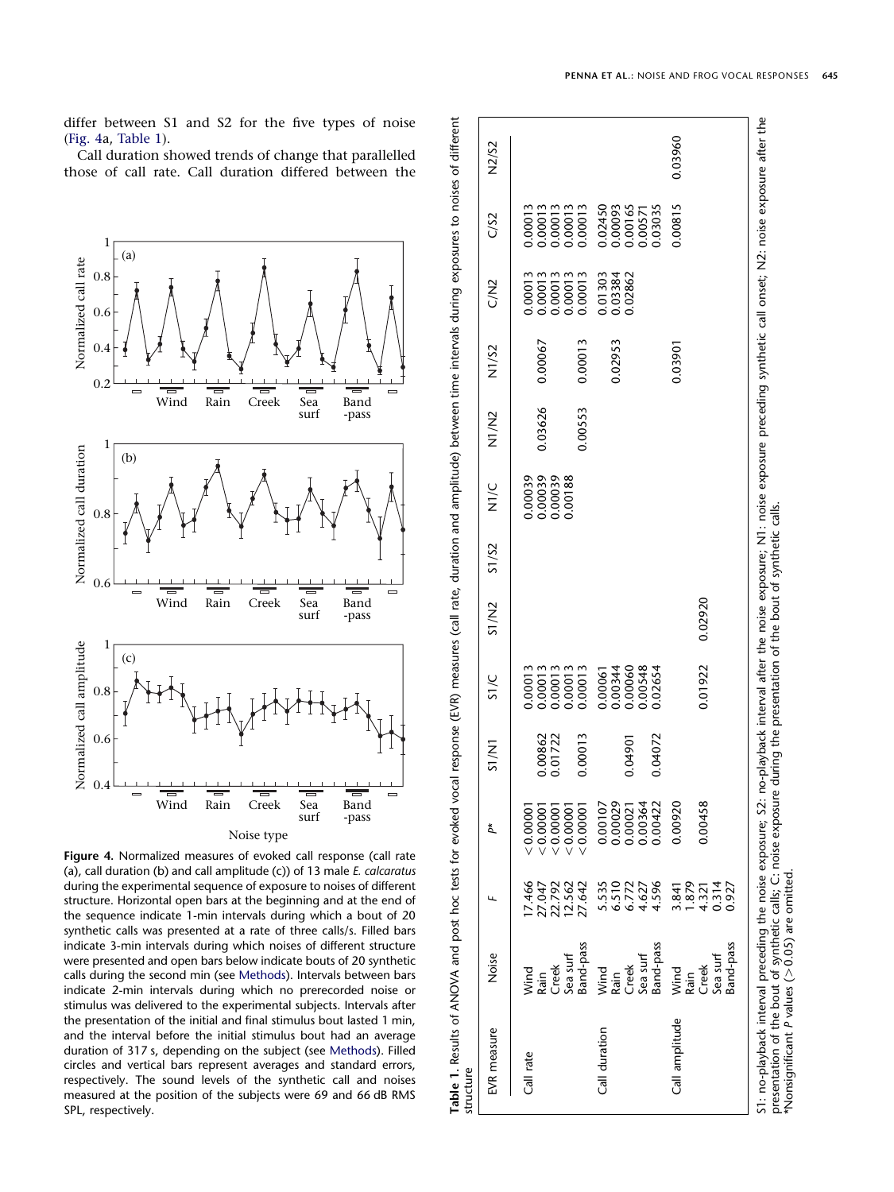differ between S1 and S2 for the five types of noise (Fig. 4a, Table 1).

Call duration showed trends of change that parallelled those of call rate. Call duration differed between the

**Figure 4.** Normalized measures of evoked call response (call rate (a), call duration (b) and call amplitude (c)) of 13 male *E. calcaratus* during the experimental sequence of exposure to noises of different structure. Horizontal open bars at the beginning and at the end of the sequence indicate 1-min intervals during which a bout of 20 synthetic calls was presented at a rate of three calls/s. Filled bars indicate 3-min intervals during which noises of different structure were presented and open bars below indicate bouts of 20 synthetic calls during the second min (see Methods). Intervals between bars indicate 2-min intervals during which no prerecorded noise or stimulus was delivered to the experimental subjects. Intervals after the presentation of the initial and final stimulus bout lasted 1 min, and the interval before the initial stimulus bout had an average duration of 317 s, depending on the subject (see Methods). Filled circles and vertical bars represent averages and standard errors, respectively. The sound levels of the synthetic call and noises measured at the position of the subjects were 69 and 66 dB RMS SPL, respectively.

**Table 1.** Results of ANOVA and post hoc tests for evoked vocal response (EVR) measures (call rate, duration and amplitude) between time intervals during exposures to noises of different structure

| EVR measure | Noise | $F$ | $P$* | S1/N1 | S1/C | S1/N2 | S1/S2 | N1/C | N1/N2 | N1/S2 | C/N2 | C/S2 | N2/S2 |
|---|---|---|---|---|---|---|---|---|---|---|---|---|---|
| Call rate | Wind | 17.466 | <0.00001 | | 0.00013 | | | 0.00039 | | | 0.00013 | 0.00013 | |
| | Rain | 27.047 | <0.00001 | 0.00862 | 0.00013 | | | 0.00039 | 0.03626 | 0.00067 | 0.00013 | 0.00013 | |
| | Creek | 22.792 | <0.00001 | 0.01722 | 0.00013 | | | 0.00039 | | | 0.00013 | 0.00013 | |
| | Sea surf | 12.562 | <0.00001 | | 0.00013 | | | 0.00188 | | | 0.00013 | 0.00013 | |
| | Band-pass | 27.642 | <0.00001 | 0.00013 | 0.00013 | | | | 0.00553 | 0.00013 | 0.00013 | 0.00013 | |
| Call duration | Wind | 5.535 | 0.00107 | | 0.00061 | | | | | | 0.01303 | 0.02450 | |
| | Rain | 6.510 | 0.00029 | | 0.00344 | | | | | | 0.03384 | 0.00093 | |
| | Creek | 6.772 | 0.00021 | 0.04901 | 0.00060 | | | | | 0.02953 | 0.02862 | 0.00165 | |
| | Sea surf | 4.627 | 0.00364 | | 0.00548 | | | | | | | 0.00571 | |
| | Band-pass | 4.596 | 0.00422 | 0.04072 | 0.02654 | | | | | | | 0.03035 | |
| Call amplitude | Wind | 3.841 | 0.00920 | | | | | | | 0.03901 | | 0.00815 | 0.03960 |
| | Rain | 1.879 | | | | | | | | | | | |
| | Creek | 4.321 | 0.00458 | | 0.01922 | 0.02920 | | | | | | | |
| | Sea surf | 0.314 | | | | | | | | | | | |
| | Band-pass | 0.927 | | | | | | | | | | | |

S1: no-playback interval preceding the noise exposure; S2: no-playback interval after the noise exposure; N1: noise exposure preceding synthetic call onset; N2: noise exposure after the presentation of the bout of synthetic calls; C: noise exposure during the presentation of the bout of synthetic calls.
*Nonsignificant $P$ values ($>0.05$) are omitted.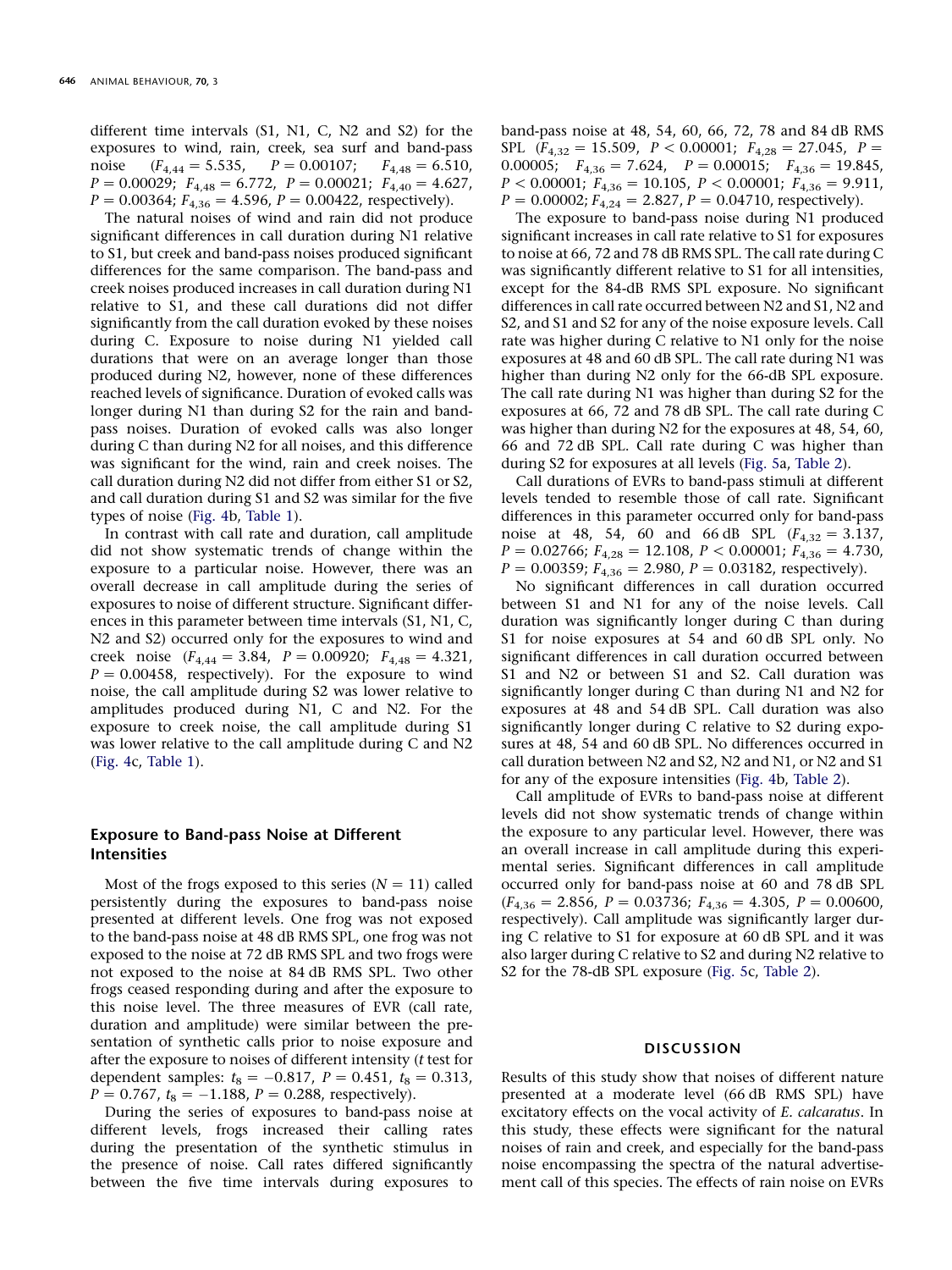different time intervals (S1, N1, C, N2 and S2) for the exposures to wind, rain, creek, sea surf and band-pass noise ($F_{4,44} = 5.535$, $P = 0.00107$; $F_{4,48} = 6.510$, $P = 0.00029$; $F_{4,48} = 6.772$, $P = 0.00021$; $F_{4,40} = 4.627$, $P = 0.00364$; $F_{4,36} = 4.596$, $P = 0.00422$, respectively).

The natural noises of wind and rain did not produce significant differences in call duration during N1 relative to S1, but creek and band-pass noises produced significant differences for the same comparison. The band-pass and creek noises produced increases in call duration during N1 relative to S1, and these call durations did not differ significantly from the call duration evoked by these noises during C. Exposure to noise during N1 yielded call durations that were on an average longer than those produced during N2, however, none of these differences reached levels of significance. Duration of evoked calls was longer during N1 than during S2 for the rain and band-pass noises. Duration of evoked calls was also longer during C than during N2 for all noises, and this difference was significant for the wind, rain and creek noises. The call duration during N2 did not differ from either S1 or S2, and call duration during S1 and S2 was similar for the five types of noise (Fig. 4b, Table 1).

In contrast with call rate and duration, call amplitude did not show systematic trends of change within the exposure to a particular noise. However, there was an overall decrease in call amplitude during the series of exposures to noise of different structure. Significant differences in this parameter between time intervals (S1, N1, C, N2 and S2) occurred only for the exposures to wind and creek noise ($F_{4,44} = 3.84$, $P = 0.00920$; $F_{4,48} = 4.321$, $P = 0.00458$, respectively). For the exposure to wind noise, the call amplitude during S2 was lower relative to amplitudes produced during N1, C and N2. For the exposure to creek noise, the call amplitude during S1 was lower relative to the call amplitude during C and N2 (Fig. 4c, Table 1).

### Exposure to Band-pass Noise at Different Intensities

Most of the frogs exposed to this series ($N = 11$) called persistently during the exposures to band-pass noise presented at different levels. One frog was not exposed to the band-pass noise at 48 dB RMS SPL, one frog was not exposed to the noise at 72 dB RMS SPL and two frogs were not exposed to the noise at 84 dB RMS SPL. Two other frogs ceased responding during and after the exposure to this noise level. The three measures of EVR (call rate, duration and amplitude) were similar between the presentation of synthetic calls prior to noise exposure and after the exposure to noises of different intensity (*t* test for dependent samples: $t_8 = -0.817$, $P = 0.451$, $t_8 = 0.313$, $P = 0.767$, $t_8 = -1.188$, $P = 0.288$, respectively).

During the series of exposures to band-pass noise at different levels, frogs increased their calling rates during the presentation of the synthetic stimulus in the presence of noise. Call rates differed significantly between the five time intervals during exposures to band-pass noise at 48, 54, 60, 66, 72, 78 and 84 dB RMS SPL ($F_{4,32} = 15.509$, $P < 0.00001$; $F_{4,28} = 27.045$, $P = 0.00005$; $F_{4,36} = 7.624$, $P = 0.00015$; $F_{4,36} = 19.845$, $P < 0.00001$; $F_{4,36} = 10.105$, $P < 0.00001$; $F_{4,36} = 9.911$, $P = 0.00002$; $F_{4,24} = 2.827$, $P = 0.04710$, respectively).

The exposure to band-pass noise during N1 produced significant increases in call rate relative to S1 for exposures to noise at 66, 72 and 78 dB RMS SPL. The call rate during C was significantly different relative to S1 for all intensities, except for the 84-dB RMS SPL exposure. No significant differences in call rate occurred between N2 and S1, N2 and S2, and S1 and S2 for any of the noise exposure levels. Call rate was higher during C relative to N1 only for the noise exposures at 48 and 60 dB SPL. The call rate during N1 was higher than during N2 only for the 66-dB SPL exposure. The call rate during N1 was higher than during S2 for the exposures at 66, 72 and 78 dB SPL. The call rate during C was higher than during N2 for the exposures at 48, 54, 60, 66 and 72 dB SPL. Call rate during C was higher than during S2 for exposures at all levels (Fig. 5a, Table 2).

Call durations of EVRs to band-pass stimuli at different levels tended to resemble those of call rate. Significant differences in this parameter occurred only for band-pass noise at 48, 54, 60 and 66 dB SPL ($F_{4,32} = 3.137$, $P = 0.02766$; $F_{4,28} = 12.108$, $P < 0.00001$; $F_{4,36} = 4.730$, $P = 0.00359$; $F_{4,36} = 2.980$, $P = 0.03182$, respectively).

No significant differences in call duration occurred between S1 and N1 for any of the noise levels. Call duration was significantly longer during C than during S1 for noise exposures at 54 and 60 dB SPL only. No significant differences in call duration occurred between S1 and N2 or between S1 and S2. Call duration was significantly longer during C than during N1 and N2 for exposures at 48 and 54 dB SPL. Call duration was also significantly longer during C relative to S2 during exposures at 48, 54 and 60 dB SPL. No differences occurred in call duration between N2 and S2, N2 and N1, or N2 and S1 for any of the exposure intensities (Fig. 4b, Table 2).

Call amplitude of EVRs to band-pass noise at different levels did not show systematic trends of change within the exposure to any particular level. However, there was an overall increase in call amplitude during this experimental series. Significant differences in call amplitude occurred only for band-pass noise at 60 and 78 dB SPL ($F_{4,36} = 2.856$, $P = 0.03736$; $F_{4,36} = 4.305$, $P = 0.00600$, respectively). Call amplitude was significantly larger during C relative to S1 for exposure at 60 dB SPL and it was also larger during C relative to S2 and during N2 relative to S2 for the 78-dB SPL exposure (Fig. 5c, Table 2).

## DISCUSSION

Results of this study show that noises of different nature presented at a moderate level (66 dB RMS SPL) have excitatory effects on the vocal activity of *E. calcaratus*. In this study, these effects were significant for the natural noises of rain and creek, and especially for the band-pass noise encompassing the spectra of the natural advertisement call of this species. The effects of rain noise on EVRs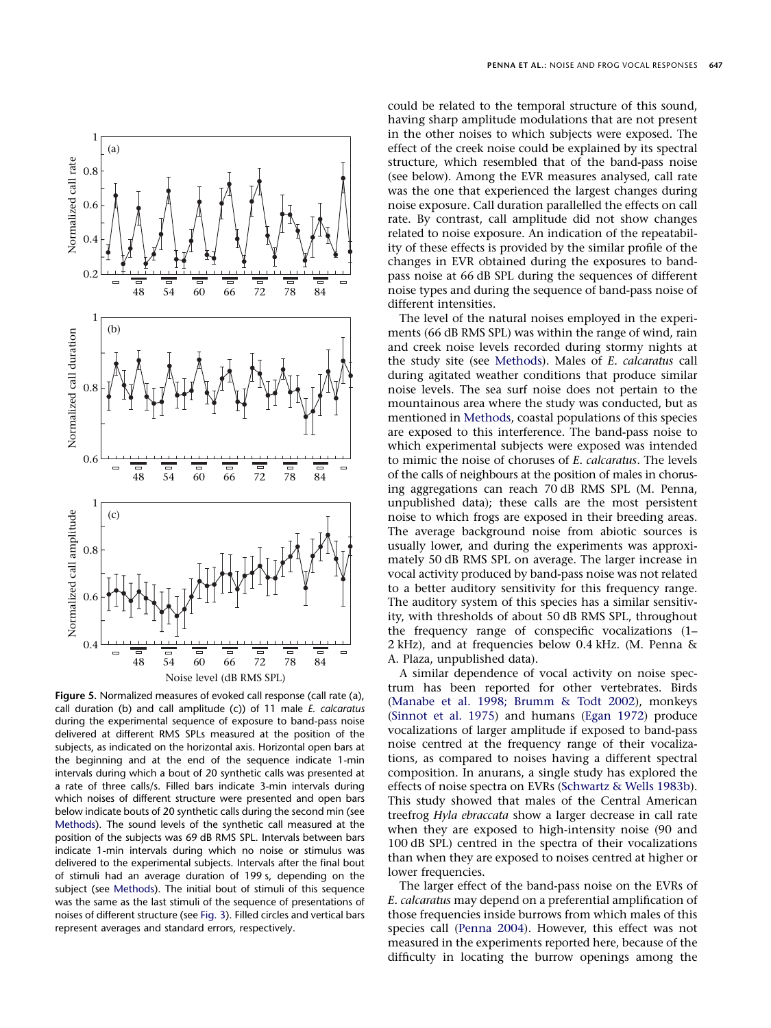(a)

Normalized call rate

1
0.8
0.6
0.4
0.2

48 54 60 66 72 78 84

(b)

Normalized call duration

1
0.8
0.6

48 54 60 66 72 78 84

(c)

Normalized call amplitude

1
0.8
0.6
0.4

48 54 60 66 72 78 84

Noise level (dB RMS SPL)

**Figure 5.** Normalized measures of evoked call response (call rate (a), call duration (b) and call amplitude (c)) of 11 male *E. calcaratus* during the experimental sequence of exposure to band-pass noise delivered at different RMS SPLs measured at the position of the subjects, as indicated on the horizontal axis. Horizontal open bars at the beginning and at the end of the sequence indicate 1-min intervals during which a bout of 20 synthetic calls was presented at a rate of three calls/s. Filled bars indicate 3-min intervals during which noises of different structure were presented and open bars below indicate bouts of 20 synthetic calls during the second min (see Methods). The sound levels of the synthetic call measured at the position of the subjects was 69 dB RMS SPL. Intervals between bars indicate 1-min intervals during which no noise or stimulus was delivered to the experimental subjects. Intervals after the final bout of stimuli had an average duration of 199 s, depending on the subject (see Methods). The initial bout of stimuli of this sequence was the same as the last stimuli of the sequence of presentations of noises of different structure (see Fig. 3). Filled circles and vertical bars represent averages and standard errors, respectively.

could be related to the temporal structure of this sound, having sharp amplitude modulations that are not present in the other noises to which subjects were exposed. The effect of the creek noise could be explained by its spectral structure, which resembled that of the band-pass noise (see below). Among the EVR measures analysed, call rate was the one that experienced the largest changes during noise exposure. Call duration parallelled the effects on call rate. By contrast, call amplitude did not show changes related to noise exposure. An indication of the repeatability of these effects is provided by the similar profile of the changes in EVR obtained during the exposures to band-pass noise at 66 dB SPL during the sequences of different noise types and during the sequence of band-pass noise of different intensities.

The level of the natural noises employed in the experiments (66 dB RMS SPL) was within the range of wind, rain and creek noise levels recorded during stormy nights at the study site (see Methods). Males of *E. calcaratus* call during agitated weather conditions that produce similar noise levels. The sea surf noise does not pertain to the mountainous area where the study was conducted, but as mentioned in Methods, coastal populations of this species are exposed to this interference. The band-pass noise to which experimental subjects were exposed was intended to mimic the noise of choruses of *E. calcaratus*. The levels of the calls of neighbours at the position of males in chorusing aggregations can reach 70 dB RMS SPL (M. Penna, unpublished data); these calls are the most persistent noise to which frogs are exposed in their breeding areas. The average background noise from abiotic sources is usually lower, and during the experiments was approximately 50 dB RMS SPL on average. The larger increase in vocal activity produced by band-pass noise was not related to a better auditory sensitivity for this frequency range. The auditory system of this species has a similar sensitivity, with thresholds of about 50 dB RMS SPL, throughout the frequency range of conspecific vocalizations (1–2 kHz), and at frequencies below 0.4 kHz. (M. Penna & A. Plaza, unpublished data).

A similar dependence of vocal activity on noise spectrum has been reported for other vertebrates. Birds (Manabe et al. 1998; Brumm & Todt 2002), monkeys (Sinnot et al. 1975) and humans (Egan 1972) produce vocalizations of larger amplitude if exposed to band-pass noise centred at the frequency range of their vocalizations, as compared to noises having a different spectral composition. In anurans, a single study has explored the effects of noise spectra on EVRs (Schwartz & Wells 1983b). This study showed that males of the Central American treefrog *Hyla ebraccata* show a larger decrease in call rate when they are exposed to high-intensity noise (90 and 100 dB SPL) centred in the spectra of their vocalizations than when they are exposed to noises centred at higher or lower frequencies.

The larger effect of the band-pass noise on the EVRs of *E. calcaratus* may depend on a preferential amplification of those frequencies inside burrows from which males of this species call (Penna 2004). However, this effect was not measured in the experiments reported here, because of the difficulty in locating the burrow openings among the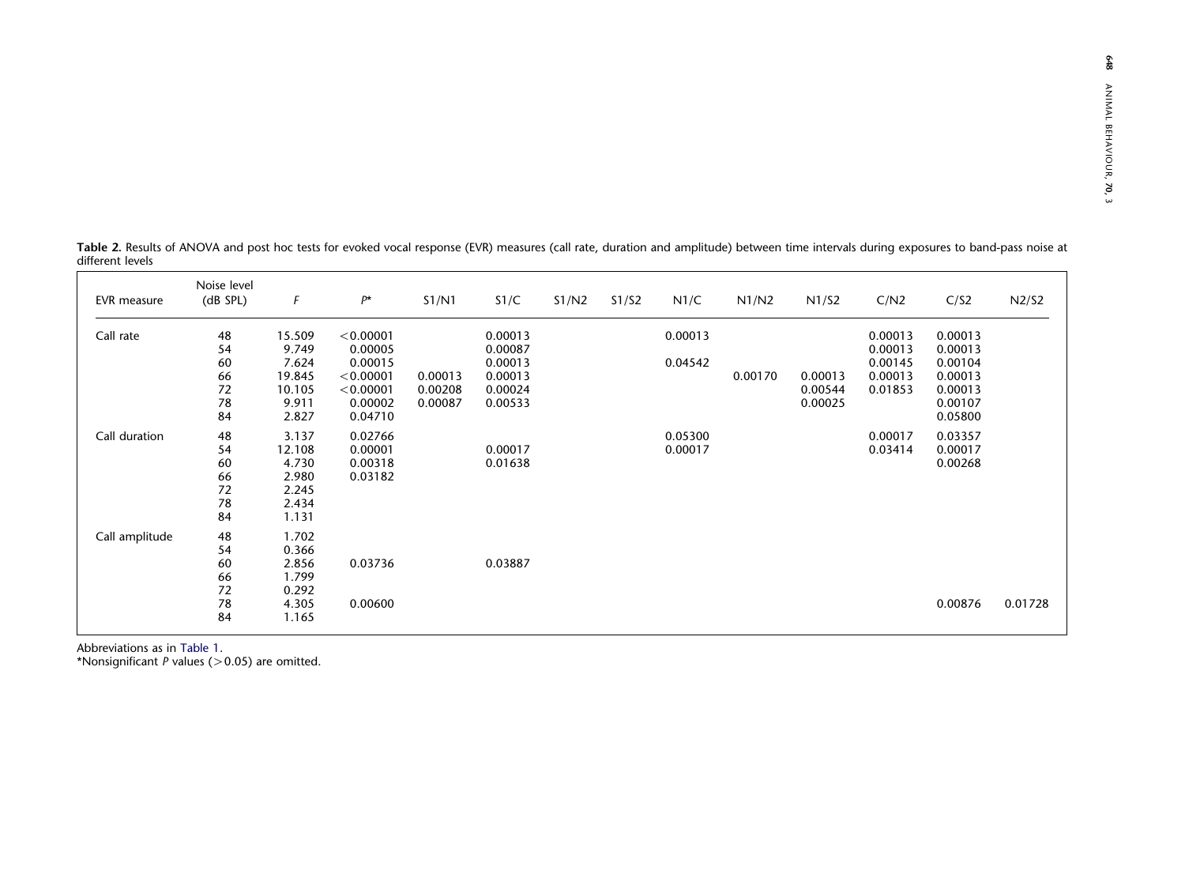**Table 2.** Results of ANOVA and post hoc tests for evoked vocal response (EVR) measures (call rate, duration and amplitude) between time intervals during exposures to band-pass noise at different levels

| EVR measure | Noise level (dB SPL) | *F* | *P** | S1/N1 | S1/C | S1/N2 | S1/S2 | N1/C | N1/N2 | N1/S2 | C/N2 | C/S2 | N2/S2 |
|---|---|---|---|---|---|---|---|---|---|---|---|---|---|
| Call rate | 48 | 15.509 | <0.00001 | | 0.00013 | | | 0.00013 | | | 0.00013 | 0.00013 | |
| | 54 | 9.749 | 0.00005 | | 0.00087 | | | | | | 0.00013 | 0.00013 | |
| | 60 | 7.624 | 0.00015 | | 0.00013 | | | 0.04542 | | | 0.00145 | 0.00104 | |
| | 66 | 19.845 | <0.00001 | 0.00013 | 0.00013 | | | | 0.00170 | 0.00013 | 0.00013 | 0.00013 | |
| | 72 | 10.105 | <0.00001 | 0.00208 | 0.00024 | | | | | 0.00544 | 0.01853 | 0.00013 | |
| | 78 | 9.911 | 0.00002 | 0.00087 | 0.00533 | | | | | 0.00025 | | 0.00107 | |
| | 84 | 2.827 | 0.04710 | | | | | | | | | 0.05800 | |
| Call duration | 48 | 3.137 | 0.02766 | | | | | 0.05300 | | | 0.00017 | 0.03357 | |
| | 54 | 12.108 | 0.00001 | | 0.00017 | | | 0.00017 | | | 0.03414 | 0.00017 | |
| | 60 | 4.730 | 0.00318 | | 0.01638 | | | | | | | 0.00268 | |
| | 66 | 2.980 | 0.03182 | | | | | | | | | | |
| | 72 | 2.245 | | | | | | | | | | | |
| | 78 | 2.434 | | | | | | | | | | | |
| | 84 | 1.131 | | | | | | | | | | | |
| Call amplitude | 48 | 1.702 | | | | | | | | | | | |
| | 54 | 0.366 | | | | | | | | | | | |
| | 60 | 2.856 | 0.03736 | | 0.03887 | | | | | | | | |
| | 66 | 1.799 | | | | | | | | | | | |
| | 72 | 0.292 | | | | | | | | | | | |
| | 78 | 4.305 | 0.00600 | | | | | | | | | 0.00876 | 0.01728 |
| | 84 | 1.165 | | | | | | | | | | | |

Abbreviations as in Table 1.

*Nonsignificant *P* values (>0.05) are omitted.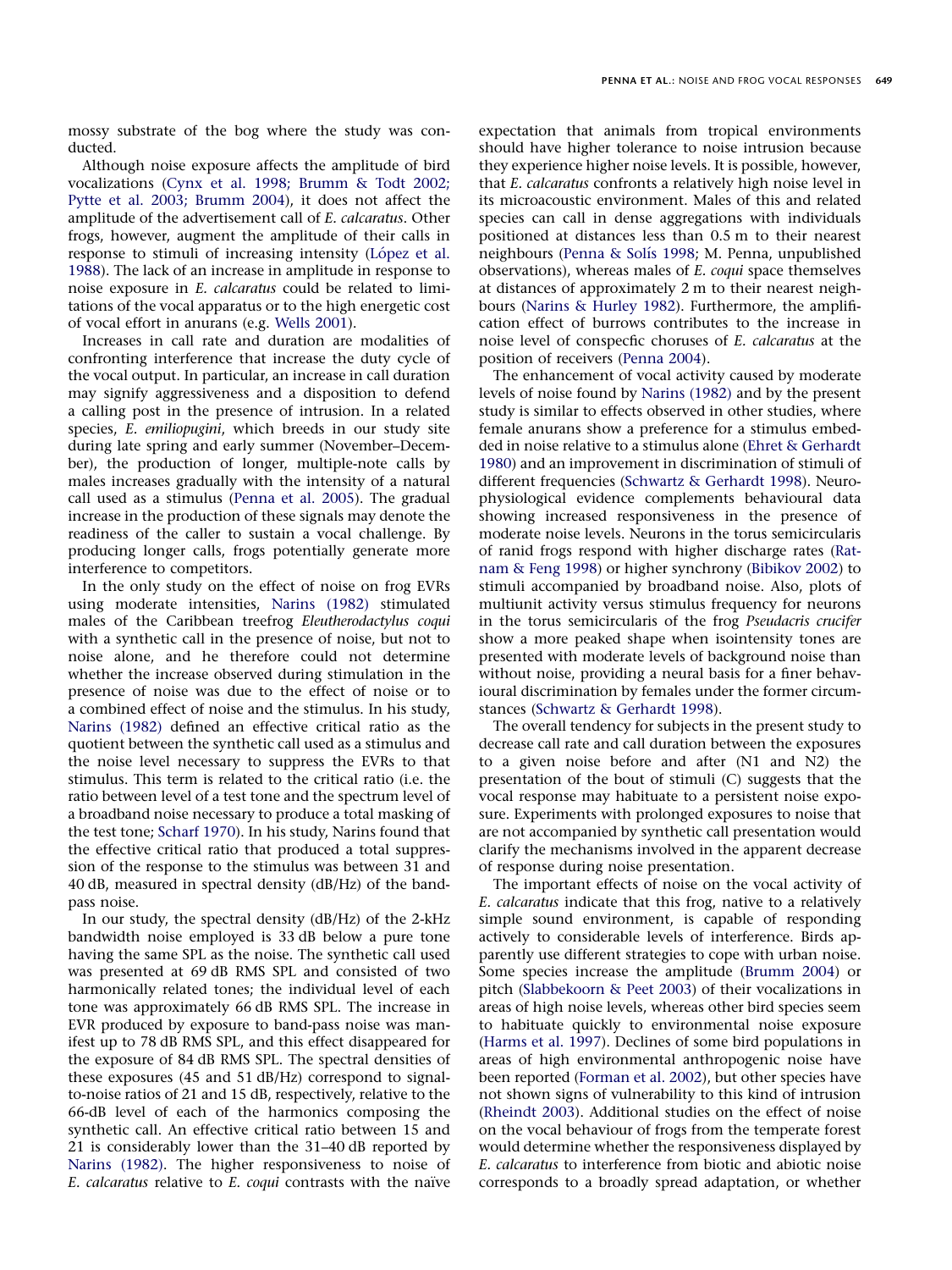mossy substrate of the bog where the study was conducted.

Although noise exposure affects the amplitude of bird vocalizations (Cynx et al. 1998; Brumm & Todt 2002; Pytte et al. 2003; Brumm 2004), it does not affect the amplitude of the advertisement call of *E. calcaratus*. Other frogs, however, augment the amplitude of their calls in response to stimuli of increasing intensity (López et al. 1988). The lack of an increase in amplitude in response to noise exposure in *E. calcaratus* could be related to limitations of the vocal apparatus or to the high energetic cost of vocal effort in anurans (e.g. Wells 2001).

Increases in call rate and duration are modalities of confronting interference that increase the duty cycle of the vocal output. In particular, an increase in call duration may signify aggressiveness and a disposition to defend a calling post in the presence of intrusion. In a related species, *E. emiliopugini*, which breeds in our study site during late spring and early summer (November–December), the production of longer, multiple-note calls by males increases gradually with the intensity of a natural call used as a stimulus (Penna et al. 2005). The gradual increase in the production of these signals may denote the readiness of the caller to sustain a vocal challenge. By producing longer calls, frogs potentially generate more interference to competitors.

In the only study on the effect of noise on frog EVRs using moderate intensities, Narins (1982) stimulated males of the Caribbean treefrog *Eleutherodactylus coqui* with a synthetic call in the presence of noise, but not to noise alone, and he therefore could not determine whether the increase observed during stimulation in the presence of noise was due to the effect of noise or to a combined effect of noise and the stimulus. In his study, Narins (1982) defined an effective critical ratio as the quotient between the synthetic call used as a stimulus and the noise level necessary to suppress the EVRs to that stimulus. This term is related to the critical ratio (i.e. the ratio between level of a test tone and the spectrum level of a broadband noise necessary to produce a total masking of the test tone; Scharf 1970). In his study, Narins found that the effective critical ratio that produced a total suppression of the response to the stimulus was between 31 and 40 dB, measured in spectral density (dB/Hz) of the band-pass noise.

In our study, the spectral density (dB/Hz) of the 2-kHz bandwidth noise employed is 33 dB below a pure tone having the same SPL as the noise. The synthetic call used was presented at 69 dB RMS SPL and consisted of two harmonically related tones; the individual level of each tone was approximately 66 dB RMS SPL. The increase in EVR produced by exposure to band-pass noise was manifest up to 78 dB RMS SPL, and this effect disappeared for the exposure of 84 dB RMS SPL. The spectral densities of these exposures (45 and 51 dB/Hz) correspond to signal-to-noise ratios of 21 and 15 dB, respectively, relative to the 66-dB level of each of the harmonics composing the synthetic call. An effective critical ratio between 15 and 21 is considerably lower than the 31–40 dB reported by Narins (1982). The higher responsiveness to noise of *E. calcaratus* relative to *E. coqui* contrasts with the naïve expectation that animals from tropical environments should have higher tolerance to noise intrusion because they experience higher noise levels. It is possible, however, that *E. calcaratus* confronts a relatively high noise level in its microacoustic environment. Males of this and related species can call in dense aggregations with individuals positioned at distances less than 0.5 m to their nearest neighbours (Penna & Solís 1998; M. Penna, unpublished observations), whereas males of *E. coqui* space themselves at distances of approximately 2 m to their nearest neighbours (Narins & Hurley 1982). Furthermore, the amplification effect of burrows contributes to the increase in noise level of conspecific choruses of *E. calcaratus* at the position of receivers (Penna 2004).

The enhancement of vocal activity caused by moderate levels of noise found by Narins (1982) and by the present study is similar to effects observed in other studies, where female anurans show a preference for a stimulus embedded in noise relative to a stimulus alone (Ehret & Gerhardt 1980) and an improvement in discrimination of stimuli of different frequencies (Schwartz & Gerhardt 1998). Neurophysiological evidence complements behavioural data showing increased responsiveness in the presence of moderate noise levels. Neurons in the torus semicircularis of ranid frogs respond with higher discharge rates (Ratnam & Feng 1998) or higher synchrony (Bibikov 2002) to stimuli accompanied by broadband noise. Also, plots of multiunit activity versus stimulus frequency for neurons in the torus semicircularis of the frog *Pseudacris crucifer* show a more peaked shape when isointensity tones are presented with moderate levels of background noise than without noise, providing a neural basis for a finer behavioural discrimination by females under the former circumstances (Schwartz & Gerhardt 1998).

The overall tendency for subjects in the present study to decrease call rate and call duration between the exposures to a given noise before and after (N1 and N2) the presentation of the bout of stimuli (C) suggests that the vocal response may habituate to a persistent noise exposure. Experiments with prolonged exposures to noise that are not accompanied by synthetic call presentation would clarify the mechanisms involved in the apparent decrease of response during noise presentation.

The important effects of noise on the vocal activity of *E. calcaratus* indicate that this frog, native to a relatively simple sound environment, is capable of responding actively to considerable levels of interference. Birds apparently use different strategies to cope with urban noise. Some species increase the amplitude (Brumm 2004) or pitch (Slabbekoorn & Peet 2003) of their vocalizations in areas of high noise levels, whereas other bird species seem to habituate quickly to environmental noise exposure (Harms et al. 1997). Declines of some bird populations in areas of high environmental anthropogenic noise have been reported (Forman et al. 2002), but other species have not shown signs of vulnerability to this kind of intrusion (Rheindt 2003). Additional studies on the effect of noise on the vocal behaviour of frogs from the temperate forest would determine whether the responsiveness displayed by *E. calcaratus* to interference from biotic and abiotic noise corresponds to a broadly spread adaptation, or whether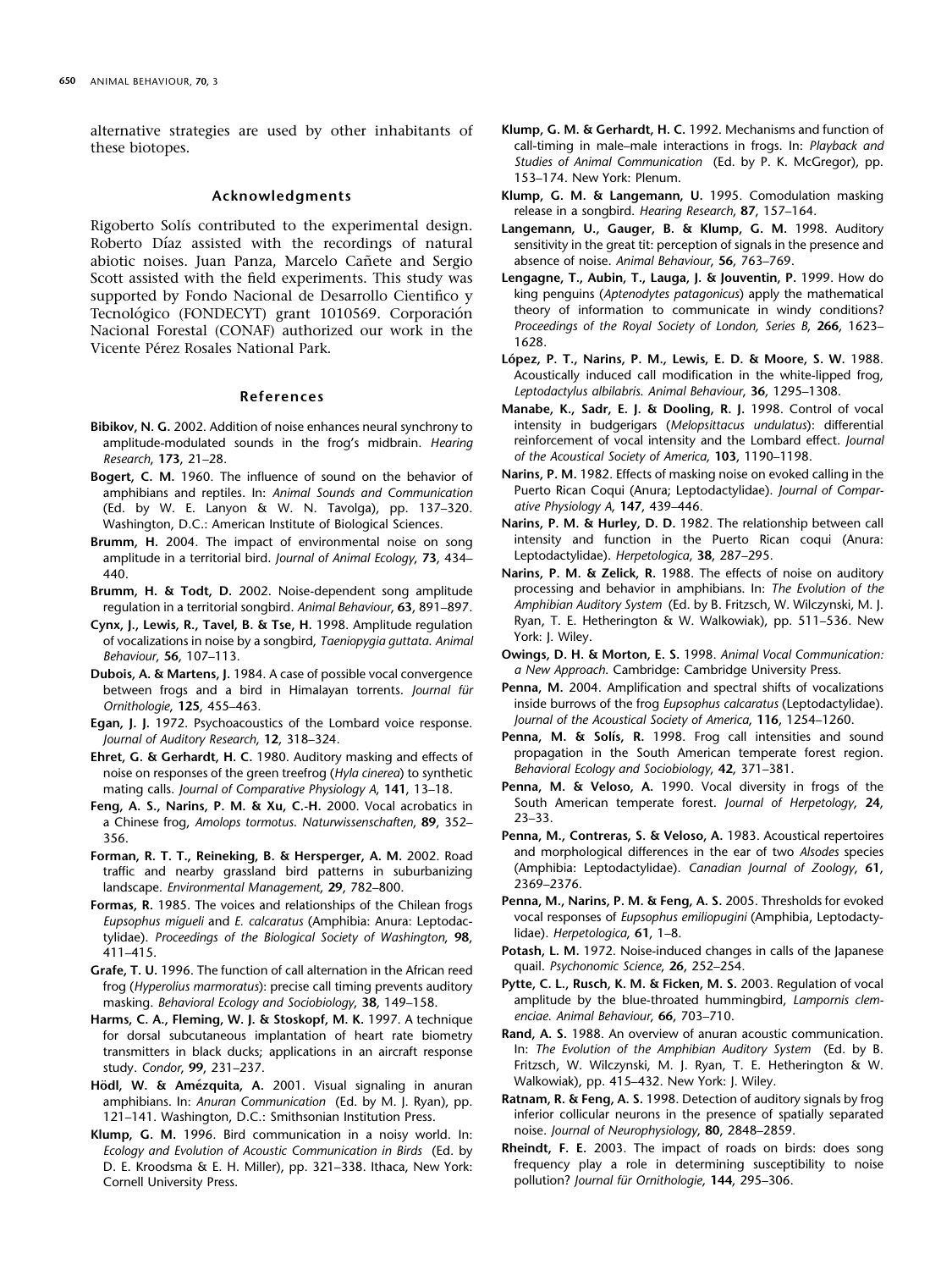alternative strategies are used by other inhabitants of these biotopes.

## Acknowledgments

Rigoberto Solís contributed to the experimental design. Roberto Díaz assisted with the recordings of natural abiotic noises. Juan Panza, Marcelo Cañete and Sergio Scott assisted with the field experiments. This study was supported by Fondo Nacional de Desarrollo Cientifico y Tecnológico (FONDECYT) grant 1010569. Corporación Nacional Forestal (CONAF) authorized our work in the Vicente Pérez Rosales National Park.

## References

**Bibikov, N. G.** 2002. Addition of noise enhances neural synchrony to amplitude-modulated sounds in the frog's midbrain. *Hearing Research*, **173**, 21–28.

**Bogert, C. M.** 1960. The influence of sound on the behavior of amphibians and reptiles. In: *Animal Sounds and Communication* (Ed. by W. E. Lanyon & W. N. Tavolga), pp. 137–320. Washington, D.C.: American Institute of Biological Sciences.

**Brumm, H.** 2004. The impact of environmental noise on song amplitude in a territorial bird. *Journal of Animal Ecology*, **73**, 434–440.

**Brumm, H. & Todt, D.** 2002. Noise-dependent song amplitude regulation in a territorial songbird. *Animal Behaviour*, **63**, 891–897.

**Cynx, J., Lewis, R., Tavel, B. & Tse, H.** 1998. Amplitude regulation of vocalizations in noise by a songbird, *Taeniopygia guttata*. *Animal Behaviour*, **56**, 107–113.

**Dubois, A. & Martens, J.** 1984. A case of possible vocal convergence between frogs and a bird in Himalayan torrents. *Journal für Ornithologie*, **125**, 455–463.

**Egan, J. J.** 1972. Psychoacoustics of the Lombard voice response. *Journal of Auditory Research*, **12**, 318–324.

**Ehret, G. & Gerhardt, H. C.** 1980. Auditory masking and effects of noise on responses of the green treefrog (*Hyla cinerea*) to synthetic mating calls. *Journal of Comparative Physiology A*, **141**, 13–18.

**Feng, A. S., Narins, P. M. & Xu, C.-H.** 2000. Vocal acrobatics in a Chinese frog, *Amolops tormotus*. *Naturwissenschaften*, **89**, 352–356.

**Forman, R. T. T., Reineking, B. & Hersperger, A. M.** 2002. Road traffic and nearby grassland bird patterns in suburbanizing landscape. *Environmental Management*, **29**, 782–800.

**Formas, R.** 1985. The voices and relationships of the Chilean frogs *Eupsophus migueli* and *E. calcaratus* (Amphibia: Anura: Leptodactylidae). *Proceedings of the Biological Society of Washington*, **98**, 411–415.

**Grafe, T. U.** 1996. The function of call alternation in the African reed frog (*Hyperolius marmoratus*): precise call timing prevents auditory masking. *Behavioral Ecology and Sociobiology*, **38**, 149–158.

**Harms, C. A., Fleming, W. J. & Stoskopf, M. K.** 1997. A technique for dorsal subcutaneous implantation of heart rate biometry transmitters in black ducks; applications in an aircraft response study. *Condor*, **99**, 231–237.

**Hödl, W. & Amézquita, A.** 2001. Visual signaling in anuran amphibians. In: *Anuran Communication* (Ed. by M. J. Ryan), pp. 121–141. Washington, D.C.: Smithsonian Institution Press.

**Klump, G. M.** 1996. Bird communication in a noisy world. In: *Ecology and Evolution of Acoustic Communication in Birds* (Ed. by D. E. Kroodsma & E. H. Miller), pp. 321–338. Ithaca, New York: Cornell University Press.

**Klump, G. M. & Gerhardt, H. C.** 1992. Mechanisms and function of call-timing in male–male interactions in frogs. In: *Playback and Studies of Animal Communication* (Ed. by P. K. McGregor), pp. 153–174. New York: Plenum.

**Klump, G. M. & Langemann, U.** 1995. Comodulation masking release in a songbird. *Hearing Research*, **87**, 157–164.

**Langemann, U., Gauger, B. & Klump, G. M.** 1998. Auditory sensitivity in the great tit: perception of signals in the presence and absence of noise. *Animal Behaviour*, **56**, 763–769.

**Lengagne, T., Aubin, T., Lauga, J. & Jouventin, P.** 1999. How do king penguins (*Aptenodytes patagonicus*) apply the mathematical theory of information to communicate in windy conditions? *Proceedings of the Royal Society of London, Series B*, **266**, 1623–1628.

**López, P. T., Narins, P. M., Lewis, E. D. & Moore, S. W.** 1988. Acoustically induced call modification in the white-lipped frog, *Leptodactylus albilabris*. *Animal Behaviour*, **36**, 1295–1308.

**Manabe, K., Sadr, E. J. & Dooling, R. J.** 1998. Control of vocal intensity in budgerigars (*Melopsittacus undulatus*): differential reinforcement of vocal intensity and the Lombard effect. *Journal of the Acoustical Society of America*, **103**, 1190–1198.

**Narins, P. M.** 1982. Effects of masking noise on evoked calling in the Puerto Rican Coqui (Anura; Leptodactylidae). *Journal of Comparative Physiology A*, **147**, 439–446.

**Narins, P. M. & Hurley, D. D.** 1982. The relationship between call intensity and function in the Puerto Rican coqui (Anura: Leptodactylidae). *Herpetologica*, **38**, 287–295.

**Narins, P. M. & Zelick, R.** 1988. The effects of noise on auditory processing and behavior in amphibians. In: *The Evolution of the Amphibian Auditory System* (Ed. by B. Fritzsch, W. Wilczynski, M. J. Ryan, T. E. Hetherington & W. Walkowiak), pp. 511–536. New York: J. Wiley.

**Owings, D. H. & Morton, E. S.** 1998. *Animal Vocal Communication: a New Approach*. Cambridge: Cambridge University Press.

**Penna, M.** 2004. Amplification and spectral shifts of vocalizations inside burrows of the frog *Eupsophus calcaratus* (Leptodactylidae). *Journal of the Acoustical Society of America*, **116**, 1254–1260.

**Penna, M. & Solís, R.** 1998. Frog call intensities and sound propagation in the South American temperate forest region. *Behavioral Ecology and Sociobiology*, **42**, 371–381.

**Penna, M. & Veloso, A.** 1990. Vocal diversity in frogs of the South American temperate forest. *Journal of Herpetology*, **24**, 23–33.

**Penna, M., Contreras, S. & Veloso, A.** 1983. Acoustical repertoires and morphological differences in the ear of two *Alsodes* species (Amphibia: Leptodactylidae). *Canadian Journal of Zoology*, **61**, 2369–2376.

**Penna, M., Narins, P. M. & Feng, A. S.** 2005. Thresholds for evoked vocal responses of *Eupsophus emiliopugini* (Amphibia, Leptodactylidae). *Herpetologica*, **61**, 1–8.

**Potash, L. M.** 1972. Noise-induced changes in calls of the Japanese quail. *Psychonomic Science*, **26**, 252–254.

**Pytte, C. L., Rusch, K. M. & Ficken, M. S.** 2003. Regulation of vocal amplitude by the blue-throated hummingbird, *Lampornis clemenciae*. *Animal Behaviour*, **66**, 703–710.

**Rand, A. S.** 1988. An overview of anuran acoustic communication. In: *The Evolution of the Amphibian Auditory System* (Ed. by B. Fritzsch, W. Wilczynski, M. J. Ryan, T. E. Hetherington & W. Walkowiak), pp. 415–432. New York: J. Wiley.

**Ratnam, R. & Feng, A. S.** 1998. Detection of auditory signals by frog inferior collicular neurons in the presence of spatially separated noise. *Journal of Neurophysiology*, **80**, 2848–2859.

**Rheindt, F. E.** 2003. The impact of roads on birds: does song frequency play a role in determining susceptibility to noise pollution? *Journal für Ornithologie*, **144**, 295–306.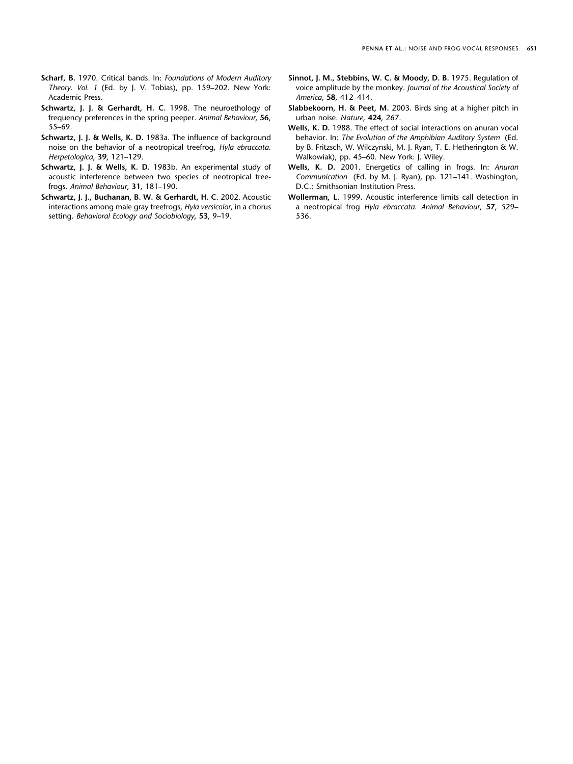**Scharf, B.** 1970. Critical bands. In: *Foundations of Modern Auditory Theory. Vol. 1* (Ed. by J. V. Tobias), pp. 159–202. New York: Academic Press.

**Schwartz, J. J. & Gerhardt, H. C.** 1998. The neuroethology of frequency preferences in the spring peeper. *Animal Behaviour*, **56**, 55–69.

**Schwartz, J. J. & Wells, K. D.** 1983a. The influence of background noise on the behavior of a neotropical treefrog, *Hyla ebraccata*. *Herpetologica*, **39**, 121–129.

**Schwartz, J. J. & Wells, K. D.** 1983b. An experimental study of acoustic interference between two species of neotropical treefrogs. *Animal Behaviour*, **31**, 181–190.

**Schwartz, J. J., Buchanan, B. W. & Gerhardt, H. C.** 2002. Acoustic interactions among male gray treefrogs, *Hyla versicolor*, in a chorus setting. *Behavioral Ecology and Sociobiology*, **53**, 9–19.

**Sinnot, J. M., Stebbins, W. C. & Moody, D. B.** 1975. Regulation of voice amplitude by the monkey. *Journal of the Acoustical Society of America*, **58**, 412–414.

**Slabbekoorn, H. & Peet, M.** 2003. Birds sing at a higher pitch in urban noise. *Nature*, **424**, 267.

**Wells, K. D.** 1988. The effect of social interactions on anuran vocal behavior. In: *The Evolution of the Amphibian Auditory System* (Ed. by B. Fritzsch, W. Wilczynski, M. J. Ryan, T. E. Hetherington & W. Walkowiak), pp. 45–60. New York: J. Wiley.

**Wells, K. D.** 2001. Energetics of calling in frogs. In: *Anuran Communication* (Ed. by M. J. Ryan), pp. 121–141. Washington, D.C.: Smithsonian Institution Press.

**Wollerman, L.** 1999. Acoustic interference limits call detection in a neotropical frog *Hyla ebraccata*. *Animal Behaviour*, **57**, 529–536.